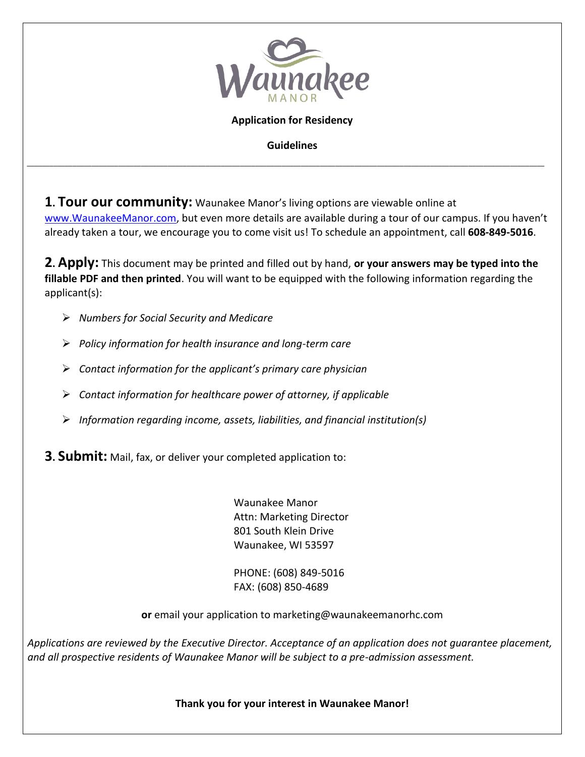# Waunakee MANOR

**Application for Residency**

**Guidelines**

---

**1. Tour our community:** Waunakee Manor's living options are viewable online at www.WaunakeeManor.com, but even more details are available during a tour of our campus. If you haven't already taken a tour, we encourage you to come visit us! To schedule an appointment, call **608-849-5016**.

**2. Apply:** This document may be printed and filled out by hand, **or your answers may be typed into the fillable PDF and then printed**. You will want to be equipped with the following information regarding the applicant(s):

- *Numbers for Social Security and Medicare*
- *Policy information for health insurance and long-term care*
- *Contact information for the applicant's primary care physician*
- *Contact information for healthcare power of attorney, if applicable*
- *Information regarding income, assets, liabilities, and financial institution(s)*

**3. Submit:** Mail, fax, or deliver your completed application to:

Waunakee Manor
Attn: Marketing Director
801 South Klein Drive
Waunakee, WI 53597

PHONE: (608) 849-5016
FAX: (608) 850-4689

**or** email your application to marketing@waunakeemanorhc.com

*Applications are reviewed by the Executive Director. Acceptance of an application does not guarantee placement, and all prospective residents of Waunakee Manor will be subject to a pre-admission assessment.*

**Thank you for your interest in Waunakee Manor!**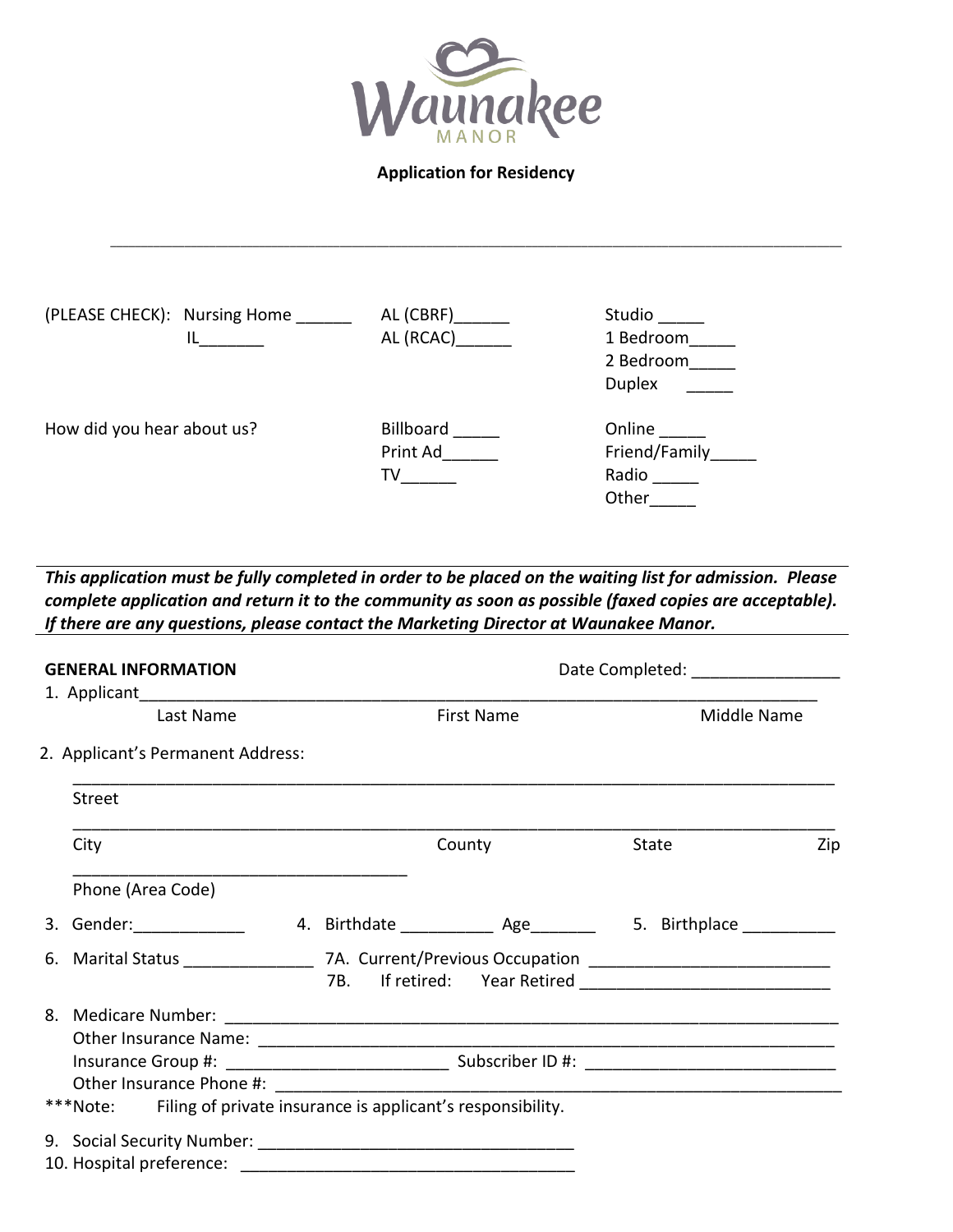**Waunakee MANOR**

**Application for Residency**

---

(PLEASE CHECK): Nursing Home ______ IL_______ AL (CBRF)______ AL (RCAC)______ Studio _____ 1 Bedroom_____ 2 Bedroom_____ Duplex _____

How did you hear about us? Billboard _____ Print Ad______ TV______ Online _____ Friend/Family_____ Radio _____ Other_____

---

***This application must be fully completed in order to be placed on the waiting list for admission. Please complete application and return it to the community as soon as possible (faxed copies are acceptable). If there are any questions, please contact the Marketing Director at Waunakee Manor.***

---

**GENERAL INFORMATION** Date Completed: ________________

1. Applicant_______________________________________________________________________
   Last Name First Name Middle Name

2. Applicant's Permanent Address:

   ________________________________________________________________________________
   Street

   ________________________________________________________________________________
   City County State Zip

   ____________________________________
   Phone (Area Code)

3. Gender:____________ 4. Birthdate __________ Age_______ 5. Birthplace __________

6. Marital Status ______________ 7A. Current/Previous Occupation ___________________________
   7B. If retired: Year Retired ___________________________

8. Medicare Number: ____________________________________________________________
   Other Insurance Name: _________________________________________________________
   Insurance Group #: ________________________ Subscriber ID #: ___________________________
   Other Insurance Phone #: ________________________________________________________

***Note: Filing of private insurance is applicant's responsibility.

9. Social Security Number: ___________________________________
10. Hospital preference: _____________________________________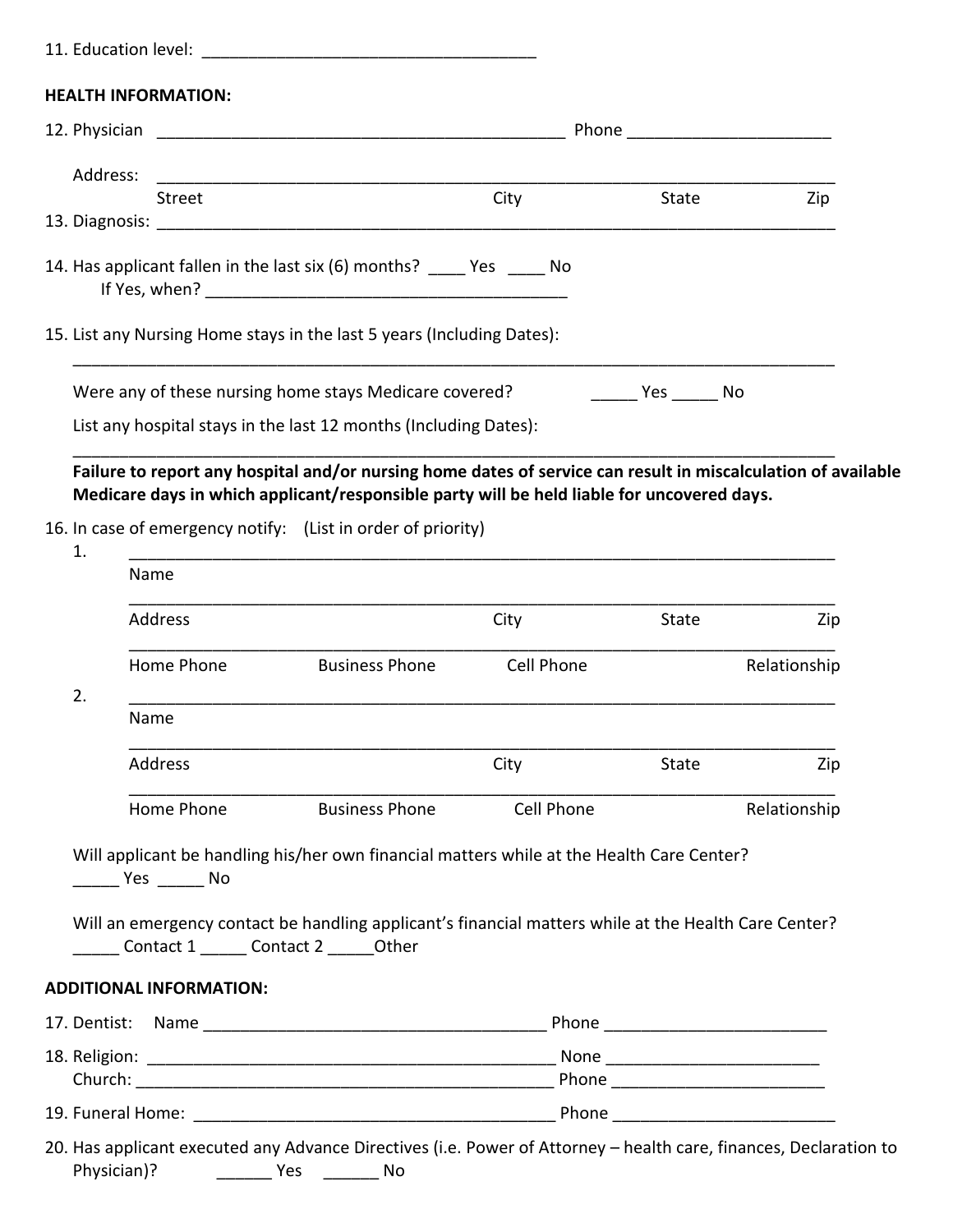11. Education level: ____________________________________

**HEALTH INFORMATION:**

12. Physician ____________________________________________ Phone ______________________

    Address: ___________________________________________________________________________
    Street                                        City                    State                    Zip

13. Diagnosis: ___________________________________________________________________________

14. Has applicant fallen in the last six (6) months? ____ Yes ____ No
    If Yes, when? ________________________________________

15. List any Nursing Home stays in the last 5 years (Including Dates):

    ___________________________________________________________________________________

    Were any of these nursing home stays Medicare covered? _____ Yes _____ No

    List any hospital stays in the last 12 months (Including Dates):

    ___________________________________________________________________________________

    **Failure to report any hospital and/or nursing home dates of service can result in miscalculation of available Medicare days in which applicant/responsible party will be held liable for uncovered days.**

16. In case of emergency notify: (List in order of priority)

    1. ___________________________________________________________________________
       Name

       ___________________________________________________________________________
       Address                                        City                    State                    Zip

       ___________________________________________________________________________
       Home Phone          Business Phone          Cell Phone                    Relationship

    2. ___________________________________________________________________________
       Name

       ___________________________________________________________________________
       Address                                        City                    State                    Zip

       ___________________________________________________________________________
       Home Phone          Business Phone          Cell Phone                    Relationship

    Will applicant be handling his/her own financial matters while at the Health Care Center?
    _____ Yes _____ No

    Will an emergency contact be handling applicant's financial matters while at the Health Care Center?
    _____ Contact 1 _____ Contact 2 _____Other

**ADDITIONAL INFORMATION:**

17. Dentist: Name ______________________________________ Phone ________________________

18. Religion: _____________________________________________ None _______________________
    Church: ______________________________________________ Phone _______________________

19. Funeral Home: ________________________________________ Phone ________________________

20. Has applicant executed any Advance Directives (i.e. Power of Attorney – health care, finances, Declaration to Physician)? ______ Yes ______ No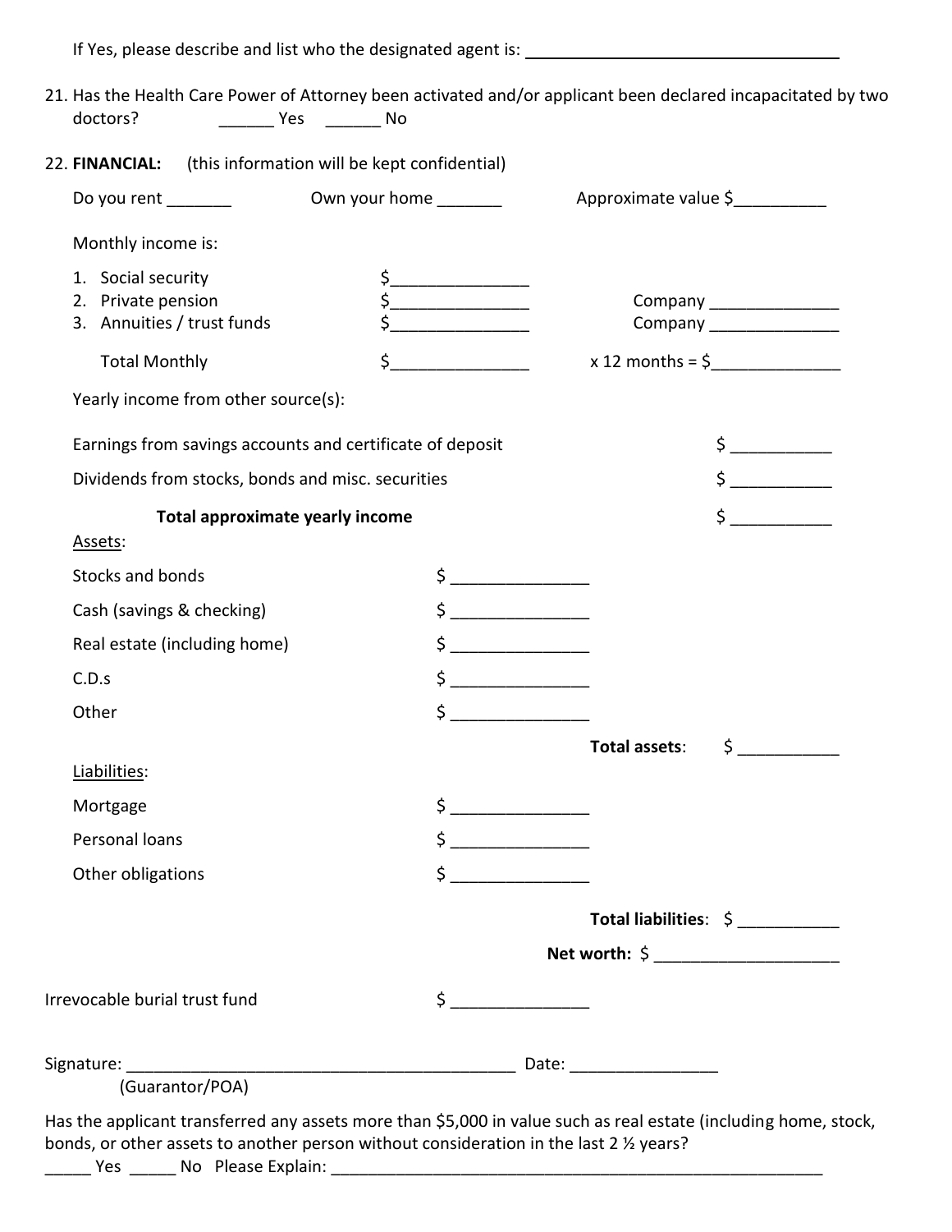If Yes, please describe and list who the designated agent is: ___________________________________

21. Has the Health Care Power of Attorney been activated and/or applicant been declared incapacitated by two doctors? ______ Yes ______ No

22. **FINANCIAL:** (this information will be kept confidential)

Do you rent _______ Own your home _______ Approximate value $__________

Monthly income is:

1. Social security $_______________
2. Private pension $_______________ Company _______________
3. Annuities / trust funds $_______________ Company _______________

Total Monthly $_______________ x 12 months = $_______________

Yearly income from other source(s):

Earnings from savings accounts and certificate of deposit $ ___________

Dividends from stocks, bonds and misc. securities $ ___________

**Total approximate yearly income** $ ___________

Assets:

Stocks and bonds $ _______________

Cash (savings & checking) $ _______________

Real estate (including home) $ _______________

C.D.s $ _______________

Other $ _______________

**Total assets**: $ ___________

Liabilities:

Mortgage $ _______________

Personal loans $ _______________

Other obligations $ _______________

**Total liabilities**: $ ___________

**Net worth:** $ ____________________

Irrevocable burial trust fund $ _______________

Signature: ___________________________________________ Date: ________________
(Guarantor/POA)

Has the applicant transferred any assets more than $5,000 in value such as real estate (including home, stock, bonds, or other assets to another person without consideration in the last 2 ½ years?
_____ Yes _____ No Please Explain: ________________________________________________________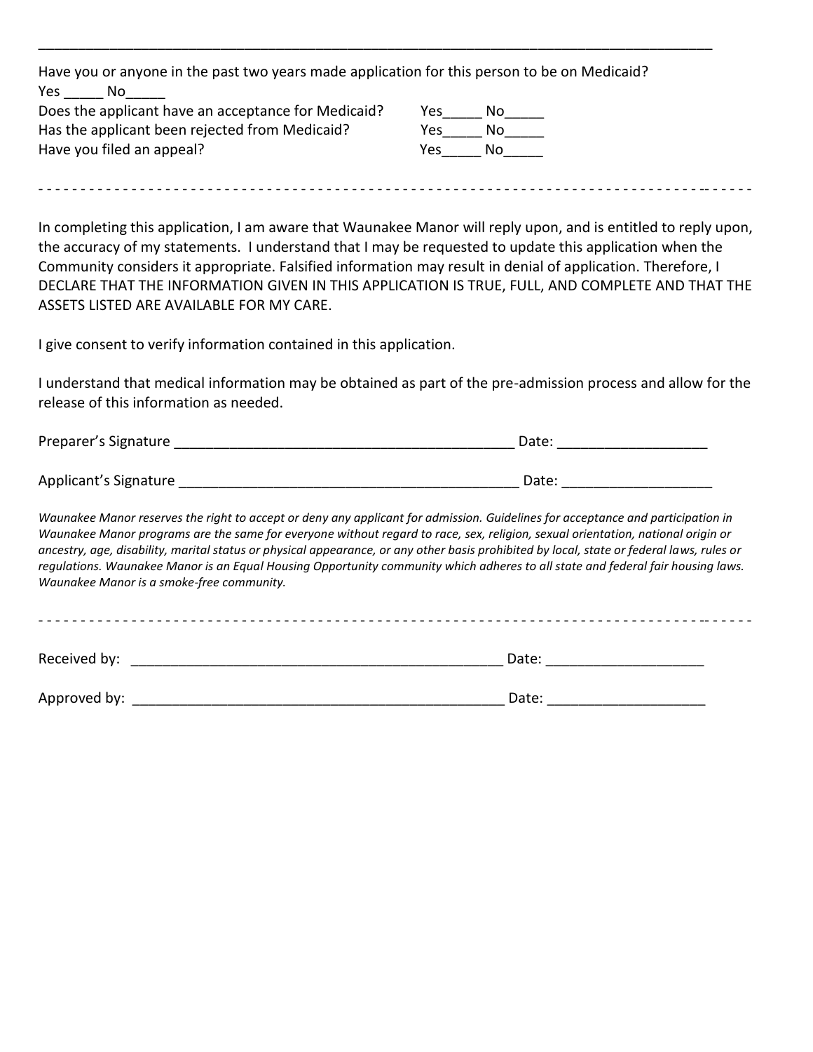________________________________________________________________________________

Have you or anyone in the past two years made application for this person to be on Medicaid?
Yes _____ No_____

Does the applicant have an acceptance for Medicaid? Yes_____ No_____

Has the applicant been rejected from Medicaid? Yes_____ No_____

Have you filed an appeal? Yes_____ No_____

- - - - - - - - - - - - - - - - - - - - - - - - - - - - - - - - - - - - - - - - - - - - - - - - - - - - - - - - - - - - - - - - - - - - - - - - - - - - -

In completing this application, I am aware that Waunakee Manor will reply upon, and is entitled to reply upon, the accuracy of my statements. I understand that I may be requested to update this application when the Community considers it appropriate. Falsified information may result in denial of application. Therefore, I DECLARE THAT THE INFORMATION GIVEN IN THIS APPLICATION IS TRUE, FULL, AND COMPLETE AND THAT THE ASSETS LISTED ARE AVAILABLE FOR MY CARE.

I give consent to verify information contained in this application.

I understand that medical information may be obtained as part of the pre-admission process and allow for the release of this information as needed.

Preparer's Signature _____________________________________________ Date: ___________________

Applicant's Signature _____________________________________________ Date: ___________________

*Waunakee Manor reserves the right to accept or deny any applicant for admission. Guidelines for acceptance and participation in Waunakee Manor programs are the same for everyone without regard to race, sex, religion, sexual orientation, national origin or ancestry, age, disability, marital status or physical appearance, or any other basis prohibited by local, state or federal laws, rules or regulations. Waunakee Manor is an Equal Housing Opportunity community which adheres to all state and federal fair housing laws. Waunakee Manor is a smoke-free community.*

- - - - - - - - - - - - - - - - - - - - - - - - - - - - - - - - - - - - - - - - - - - - - - - - - - - - - - - - - - - - - - - - - - - - - - - - - - - - -

Received by: _________________________________________________ Date: ____________________

Approved by: _________________________________________________ Date: ____________________